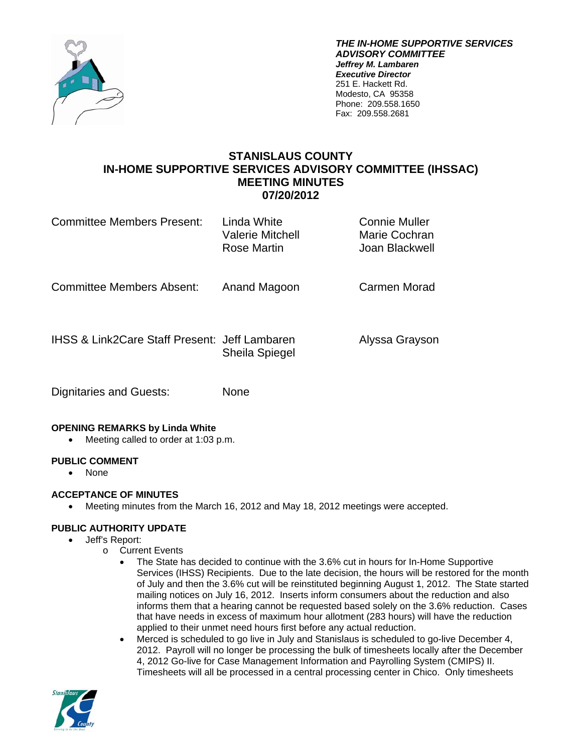***THE IN-HOME SUPPORTIVE SERVICES ADVISORY COMMITTEE***
***Jeffrey M. Lambaren***
***Executive Director***
251 E. Hackett Rd.
Modesto, CA 95358
Phone: 209.558.1650
Fax: 209.558.2681

# STANISLAUS COUNTY IN-HOME SUPPORTIVE SERVICES ADVISORY COMMITTEE (IHSSAC) MEETING MINUTES 07/20/2012

| | | |
|---|---|---|
| Committee Members Present: | Linda White<br>Valerie Mitchell<br>Rose Martin | Connie Muller<br>Marie Cochran<br>Joan Blackwell |
| Committee Members Absent: | Anand Magoon | Carmen Morad |
| IHSS & Link2Care Staff Present: | Jeff Lambaren<br>Sheila Spiegel | Alyssa Grayson |
| Dignitaries and Guests: | None | |

**OPENING REMARKS by Linda White**

- Meeting called to order at 1:03 p.m.

**PUBLIC COMMENT**

- None

**ACCEPTANCE OF MINUTES**

- Meeting minutes from the March 16, 2012 and May 18, 2012 meetings were accepted.

**PUBLIC AUTHORITY UPDATE**

- Jeff's Report:
  - Current Events
    - The State has decided to continue with the 3.6% cut in hours for In-Home Supportive Services (IHSS) Recipients. Due to the late decision, the hours will be restored for the month of July and then the 3.6% cut will be reinstituted beginning August 1, 2012. The State started mailing notices on July 16, 2012. Inserts inform consumers about the reduction and also informs them that a hearing cannot be requested based solely on the 3.6% reduction. Cases that have needs in excess of maximum hour allotment (283 hours) will have the reduction applied to their unmet need hours first before any actual reduction.
    - Merced is scheduled to go live in July and Stanislaus is scheduled to go-live December 4, 2012. Payroll will no longer be processing the bulk of timesheets locally after the December 4, 2012 Go-live for Case Management Information and Payrolling System (CMIPS) II. Timesheets will all be processed in a central processing center in Chico. Only timesheets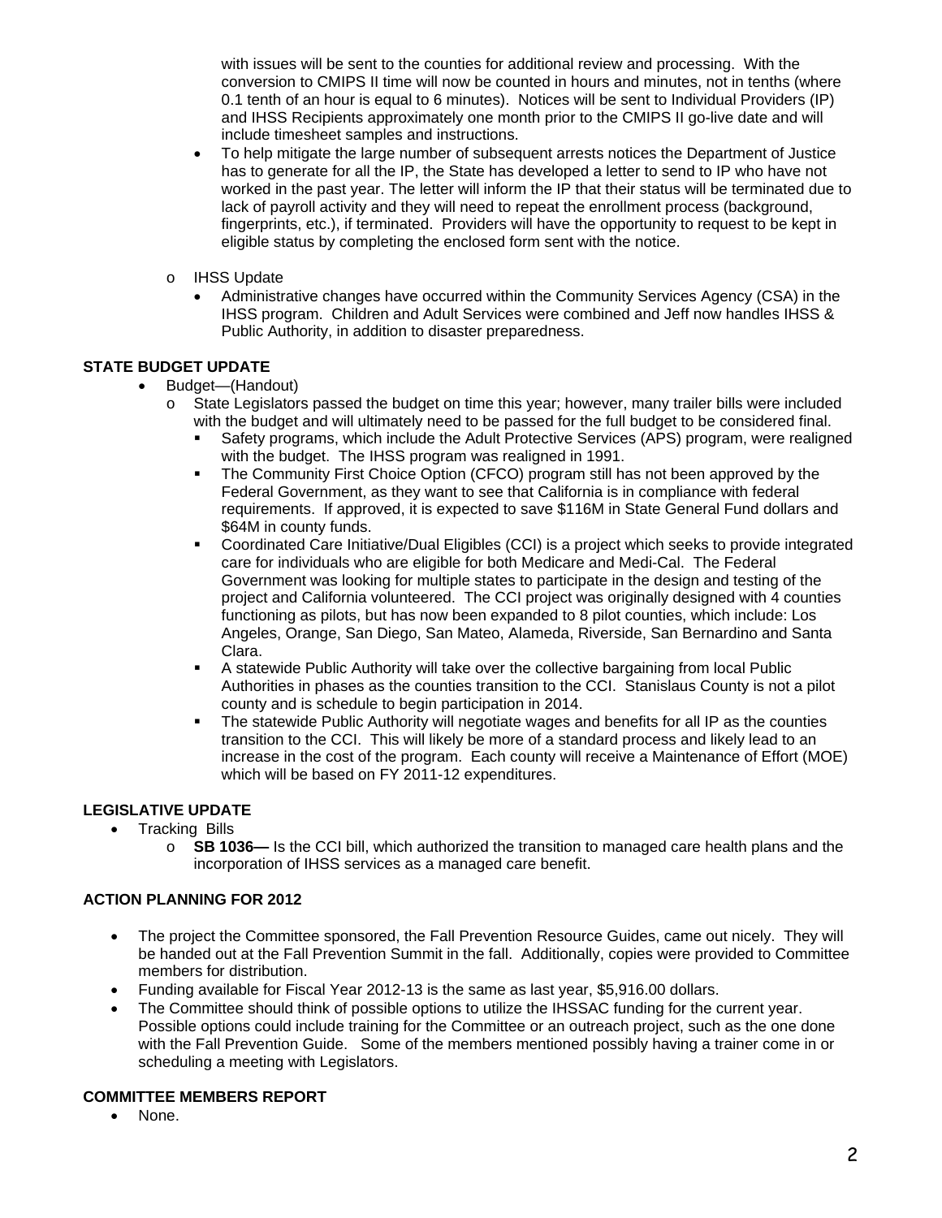with issues will be sent to the counties for additional review and processing. With the conversion to CMIPS II time will now be counted in hours and minutes, not in tenths (where 0.1 tenth of an hour is equal to 6 minutes). Notices will be sent to Individual Providers (IP) and IHSS Recipients approximately one month prior to the CMIPS II go-live date and will include timesheet samples and instructions.

- To help mitigate the large number of subsequent arrests notices the Department of Justice has to generate for all the IP, the State has developed a letter to send to IP who have not worked in the past year. The letter will inform the IP that their status will be terminated due to lack of payroll activity and they will need to repeat the enrollment process (background, fingerprints, etc.), if terminated. Providers will have the opportunity to request to be kept in eligible status by completing the enclosed form sent with the notice.

- IHSS Update
  - Administrative changes have occurred within the Community Services Agency (CSA) in the IHSS program. Children and Adult Services were combined and Jeff now handles IHSS & Public Authority, in addition to disaster preparedness.

**STATE BUDGET UPDATE**

- Budget—(Handout)
  - State Legislators passed the budget on time this year; however, many trailer bills were included with the budget and will ultimately need to be passed for the full budget to be considered final.
    - Safety programs, which include the Adult Protective Services (APS) program, were realigned with the budget. The IHSS program was realigned in 1991.
    - The Community First Choice Option (CFCO) program still has not been approved by the Federal Government, as they want to see that California is in compliance with federal requirements. If approved, it is expected to save $116M in State General Fund dollars and $64M in county funds.
    - Coordinated Care Initiative/Dual Eligibles (CCI) is a project which seeks to provide integrated care for individuals who are eligible for both Medicare and Medi-Cal. The Federal Government was looking for multiple states to participate in the design and testing of the project and California volunteered. The CCI project was originally designed with 4 counties functioning as pilots, but has now been expanded to 8 pilot counties, which include: Los Angeles, Orange, San Diego, San Mateo, Alameda, Riverside, San Bernardino and Santa Clara.
    - A statewide Public Authority will take over the collective bargaining from local Public Authorities in phases as the counties transition to the CCI. Stanislaus County is not a pilot county and is schedule to begin participation in 2014.
    - The statewide Public Authority will negotiate wages and benefits for all IP as the counties transition to the CCI. This will likely be more of a standard process and likely lead to an increase in the cost of the program. Each county will receive a Maintenance of Effort (MOE) which will be based on FY 2011-12 expenditures.

**LEGISLATIVE UPDATE**

- Tracking Bills
  - **SB 1036—** Is the CCI bill, which authorized the transition to managed care health plans and the incorporation of IHSS services as a managed care benefit.

**ACTION PLANNING FOR 2012**

- The project the Committee sponsored, the Fall Prevention Resource Guides, came out nicely. They will be handed out at the Fall Prevention Summit in the fall. Additionally, copies were provided to Committee members for distribution.
- Funding available for Fiscal Year 2012-13 is the same as last year, $5,916.00 dollars.
- The Committee should think of possible options to utilize the IHSSAC funding for the current year. Possible options could include training for the Committee or an outreach project, such as the one done with the Fall Prevention Guide. Some of the members mentioned possibly having a trainer come in or scheduling a meeting with Legislators.

**COMMITTEE MEMBERS REPORT**

- None.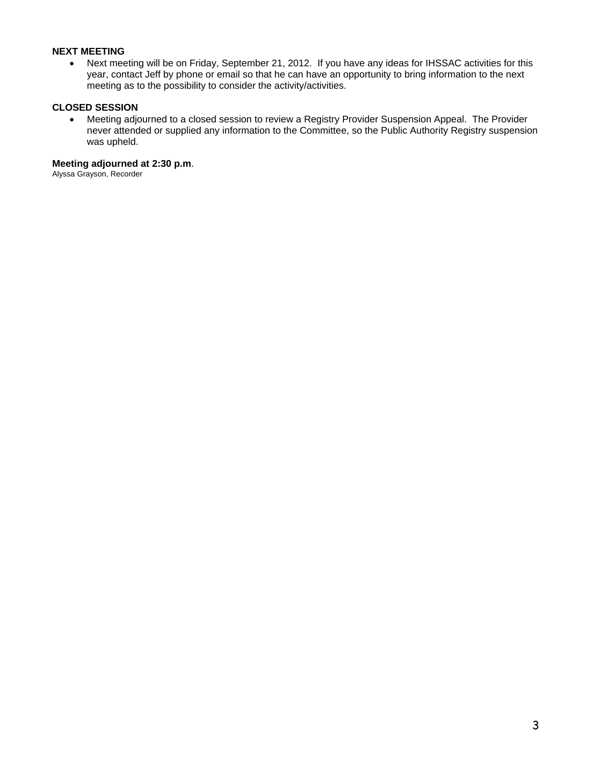**NEXT MEETING**

- Next meeting will be on Friday, September 21, 2012. If you have any ideas for IHSSAC activities for this year, contact Jeff by phone or email so that he can have an opportunity to bring information to the next meeting as to the possibility to consider the activity/activities.

**CLOSED SESSION**

- Meeting adjourned to a closed session to review a Registry Provider Suspension Appeal. The Provider never attended or supplied any information to the Committee, so the Public Authority Registry suspension was upheld.

**Meeting adjourned at 2:30 p.m**.

Alyssa Grayson, Recorder